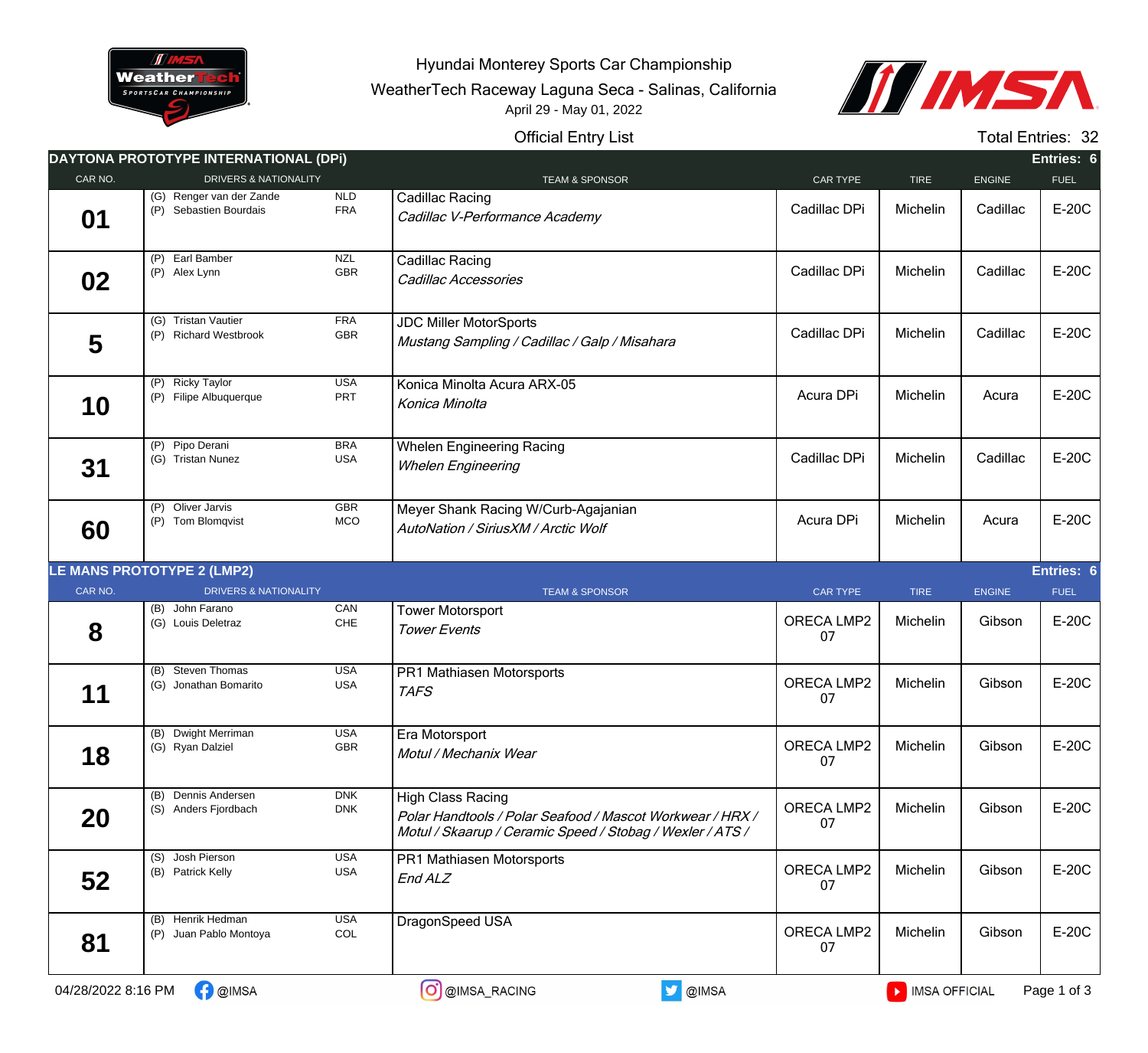Hyundai Monterey Sports Car Championship

WeatherTech Raceway Laguna Seca - Salinas, California

April 29 - May 01, 2022

Official Entry List

Total Entries: 32

## DAYTONA PROTOTYPE INTERNATIONAL (DPi) — Entries: 6

| CAR NO. | DRIVERS & NATIONALITY | TEAM & SPONSOR | CAR TYPE | TIRE | ENGINE | FUEL |
|---|---|---|---|---|---|---|
| 01 | (G) Renger van der Zande NLD<br>(P) Sebastien Bourdais FRA | Cadillac Racing<br>*Cadillac V-Performance Academy* | Cadillac DPi | Michelin | Cadillac | E-20C |
| 02 | (P) Earl Bamber NZL<br>(P) Alex Lynn GBR | Cadillac Racing<br>*Cadillac Accessories* | Cadillac DPi | Michelin | Cadillac | E-20C |
| 5 | (G) Tristan Vautier FRA<br>(P) Richard Westbrook GBR | JDC Miller MotorSports<br>*Mustang Sampling / Cadillac / Galp / Misahara* | Cadillac DPi | Michelin | Cadillac | E-20C |
| 10 | (P) Ricky Taylor USA<br>(P) Filipe Albuquerque PRT | Konica Minolta Acura ARX-05<br>*Konica Minolta* | Acura DPi | Michelin | Acura | E-20C |
| 31 | (P) Pipo Derani BRA<br>(G) Tristan Nunez USA | Whelen Engineering Racing<br>*Whelen Engineering* | Cadillac DPi | Michelin | Cadillac | E-20C |
| 60 | (P) Oliver Jarvis GBR<br>(P) Tom Blomqvist MCO | Meyer Shank Racing W/Curb-Agajanian<br>*AutoNation / SiriusXM / Arctic Wolf* | Acura DPi | Michelin | Acura | E-20C |

## LE MANS PROTOTYPE 2 (LMP2) — Entries: 6

| CAR NO. | DRIVERS & NATIONALITY | TEAM & SPONSOR | CAR TYPE | TIRE | ENGINE | FUEL |
|---|---|---|---|---|---|---|
| 8 | (B) John Farano CAN<br>(G) Louis Deletraz CHE | Tower Motorsport<br>*Tower Events* | ORECA LMP2 07 | Michelin | Gibson | E-20C |
| 11 | (B) Steven Thomas USA<br>(G) Jonathan Bomarito USA | PR1 Mathiasen Motorsports<br>*TAFS* | ORECA LMP2 07 | Michelin | Gibson | E-20C |
| 18 | (B) Dwight Merriman USA<br>(G) Ryan Dalziel GBR | Era Motorsport<br>*Motul / Mechanix Wear* | ORECA LMP2 07 | Michelin | Gibson | E-20C |
| 20 | (B) Dennis Andersen DNK<br>(S) Anders Fjordbach DNK | High Class Racing<br>*Polar Handtools / Polar Seafood / Mascot Workwear / HRX / Motul / Skaarup / Ceramic Speed / Stobag / Wexler / ATS /* | ORECA LMP2 07 | Michelin | Gibson | E-20C |
| 52 | (S) Josh Pierson USA<br>(B) Patrick Kelly USA | PR1 Mathiasen Motorsports<br>*End ALZ* | ORECA LMP2 07 | Michelin | Gibson | E-20C |
| 81 | (B) Henrik Hedman USA<br>(P) Juan Pablo Montoya COL | DragonSpeed USA | ORECA LMP2 07 | Michelin | Gibson | E-20C |

04/28/2022 8:16 PM @IMSA @IMSA_RACING @IMSA IMSA OFFICIAL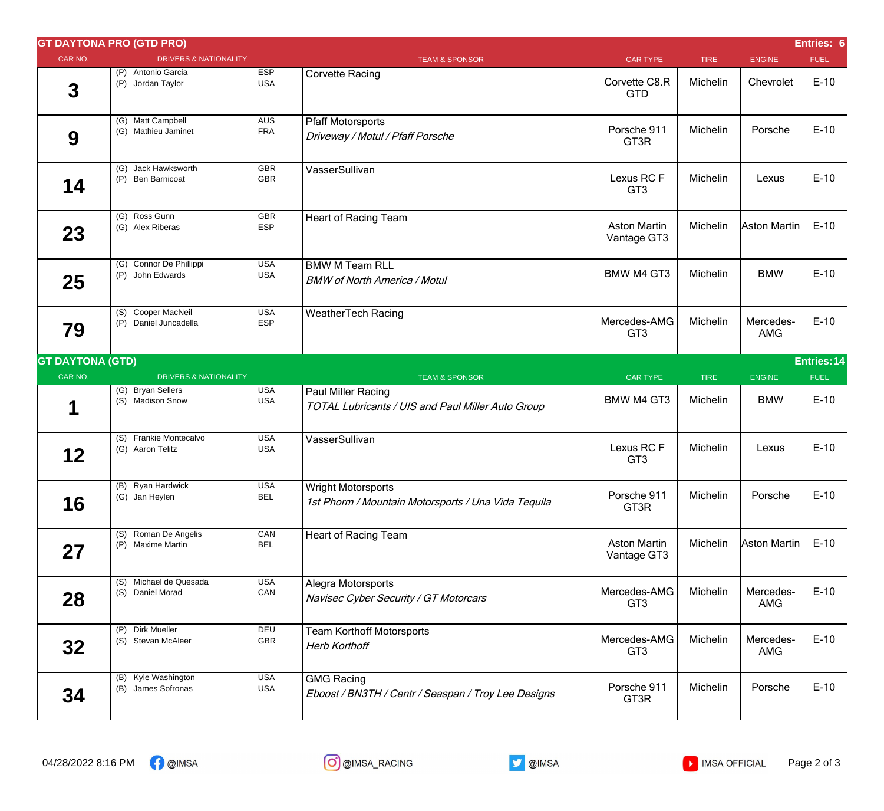## GT DAYTONA PRO (GTD PRO)

Entries: 6

| CAR NO. | DRIVERS & NATIONALITY | | TEAM & SPONSOR | CAR TYPE | TIRE | ENGINE | FUEL |
|---|---|---|---|---|---|---|---|
| 3 | (P) Antonio Garcia<br>(P) Jordan Taylor | ESP<br>USA | Corvette Racing | Corvette C8.R GTD | Michelin | Chevrolet | E-10 |
| 9 | (G) Matt Campbell<br>(G) Mathieu Jaminet | AUS<br>FRA | Pfaff Motorsports<br>*Driveway / Motul / Pfaff Porsche* | Porsche 911 GT3R | Michelin | Porsche | E-10 |
| 14 | (G) Jack Hawksworth<br>(P) Ben Barnicoat | GBR<br>GBR | VasserSullivan | Lexus RC F GT3 | Michelin | Lexus | E-10 |
| 23 | (G) Ross Gunn<br>(G) Alex Riberas | GBR<br>ESP | Heart of Racing Team | Aston Martin Vantage GT3 | Michelin | Aston Martin | E-10 |
| 25 | (G) Connor De Phillippi<br>(P) John Edwards | USA<br>USA | BMW M Team RLL<br>*BMW of North America / Motul* | BMW M4 GT3 | Michelin | BMW | E-10 |
| 79 | (S) Cooper MacNeil<br>(P) Daniel Juncadella | USA<br>ESP | WeatherTech Racing | Mercedes-AMG GT3 | Michelin | Mercedes-AMG | E-10 |

## GT DAYTONA (GTD)

Entries: 14

| CAR NO. | DRIVERS & NATIONALITY | | TEAM & SPONSOR | CAR TYPE | TIRE | ENGINE | FUEL |
|---|---|---|---|---|---|---|---|
| 1 | (G) Bryan Sellers<br>(S) Madison Snow | USA<br>USA | Paul Miller Racing<br>*TOTAL Lubricants / UIS and Paul Miller Auto Group* | BMW M4 GT3 | Michelin | BMW | E-10 |
| 12 | (S) Frankie Montecalvo<br>(G) Aaron Telitz | USA<br>USA | VasserSullivan | Lexus RC F GT3 | Michelin | Lexus | E-10 |
| 16 | (B) Ryan Hardwick<br>(G) Jan Heylen | USA<br>BEL | Wright Motorsports<br>*1st Phorm / Mountain Motorsports / Una Vida Tequila* | Porsche 911 GT3R | Michelin | Porsche | E-10 |
| 27 | (S) Roman De Angelis<br>(P) Maxime Martin | CAN<br>BEL | Heart of Racing Team | Aston Martin Vantage GT3 | Michelin | Aston Martin | E-10 |
| 28 | (S) Michael de Quesada<br>(S) Daniel Morad | USA<br>CAN | Alegra Motorsports<br>*Navisec Cyber Security / GT Motorcars* | Mercedes-AMG GT3 | Michelin | Mercedes-AMG | E-10 |
| 32 | (P) Dirk Mueller<br>(S) Stevan McAleer | DEU<br>GBR | Team Korthoff Motorsports<br>*Herb Korthoff* | Mercedes-AMG GT3 | Michelin | Mercedes-AMG | E-10 |
| 34 | (B) Kyle Washington<br>(B) James Sofronas | USA<br>USA | GMG Racing<br>*Eboost / BN3TH / Centr / Seaspan / Troy Lee Designs* | Porsche 911 GT3R | Michelin | Porsche | E-10 |

04/28/2022 8:16 PM @IMSA @IMSA_RACING @IMSA IMSA OFFICIAL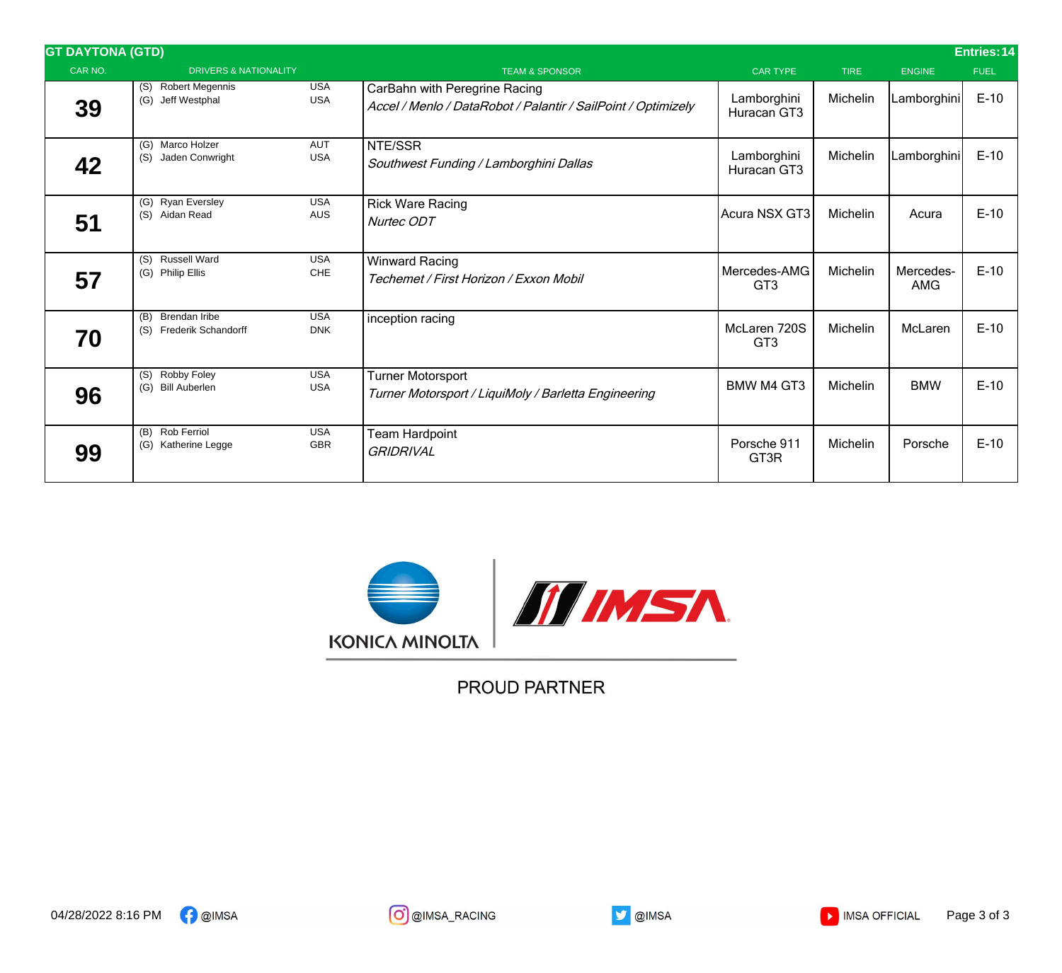## GT DAYTONA (GTD)

Entries: 14

| CAR NO. | DRIVERS & NATIONALITY | | TEAM & SPONSOR | CAR TYPE | TIRE | ENGINE | FUEL |
|---|---|---|---|---|---|---|---|
| 39 | (S) Robert Megennis<br>(G) Jeff Westphal | USA<br>USA | CarBahn with Peregrine Racing<br>*Accel / Menlo / DataRobot / Palantir / SailPoint / Optimizely* | Lamborghini Huracan GT3 | Michelin | Lamborghini | E-10 |
| 42 | (G) Marco Holzer<br>(S) Jaden Conwright | AUT<br>USA | NTE/SSR<br>*Southwest Funding / Lamborghini Dallas* | Lamborghini Huracan GT3 | Michelin | Lamborghini | E-10 |
| 51 | (G) Ryan Eversley<br>(S) Aidan Read | USA<br>AUS | Rick Ware Racing<br>*Nurtec ODT* | Acura NSX GT3 | Michelin | Acura | E-10 |
| 57 | (S) Russell Ward<br>(G) Philip Ellis | USA<br>CHE | Winward Racing<br>*Techemet / First Horizon / Exxon Mobil* | Mercedes-AMG GT3 | Michelin | Mercedes-AMG | E-10 |
| 70 | (B) Brendan Iribe<br>(S) Frederik Schandorff | USA<br>DNK | inception racing | McLaren 720S GT3 | Michelin | McLaren | E-10 |
| 96 | (S) Robby Foley<br>(G) Bill Auberlen | USA<br>USA | Turner Motorsport<br>*Turner Motorsport / LiquiMoly / Barletta Engineering* | BMW M4 GT3 | Michelin | BMW | E-10 |
| 99 | (B) Rob Ferriol<br>(G) Katherine Legge | USA<br>GBR | Team Hardpoint<br>*GRIDRIVAL* | Porsche 911 GT3R | Michelin | Porsche | E-10 |

KONICA MINOLTA | IMSA

PROUD PARTNER

04/28/2022 8:16 PM @IMSA @IMSA_RACING @IMSA IMSA OFFICIAL